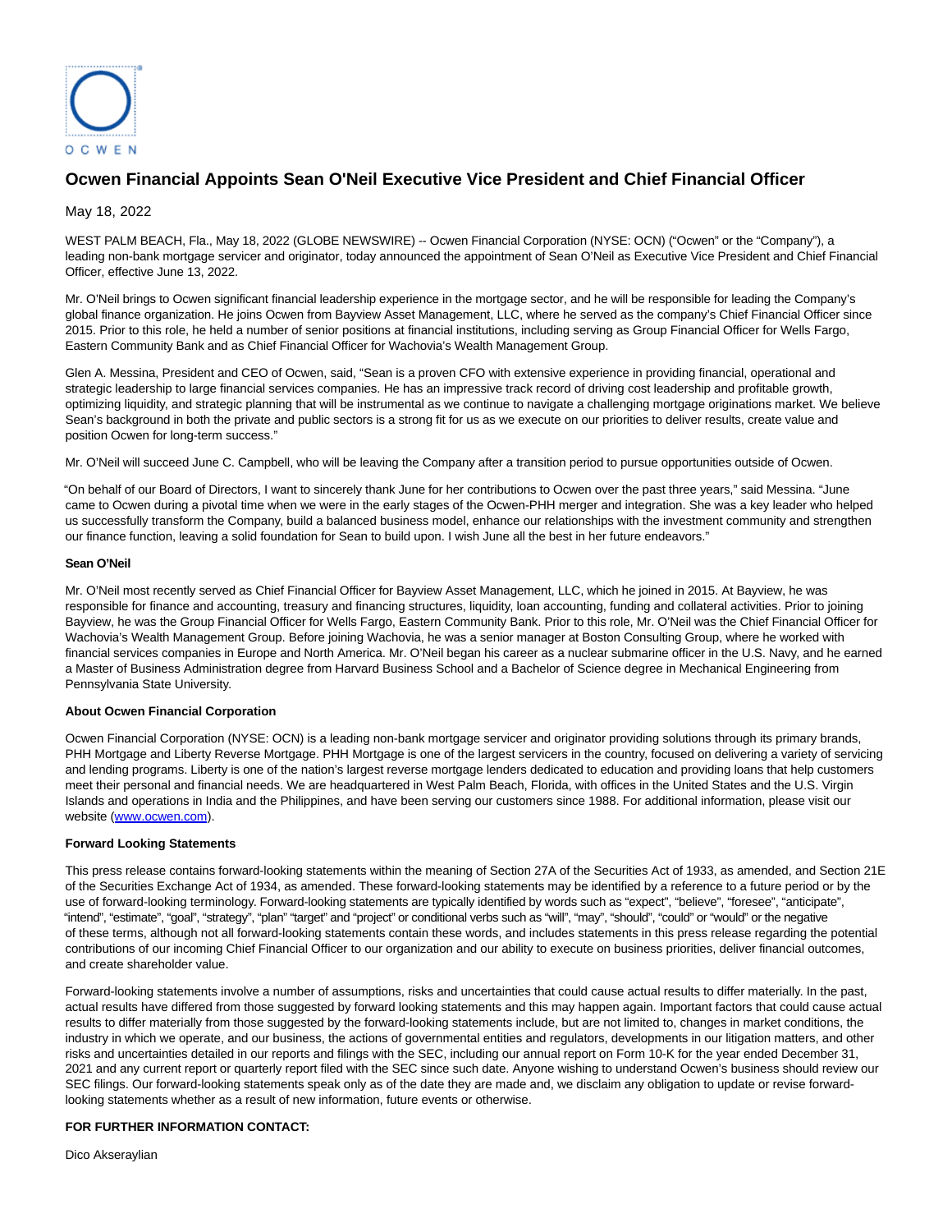OCWEN

# Ocwen Financial Appoints Sean O'Neil Executive Vice President and Chief Financial Officer

May 18, 2022

WEST PALM BEACH, Fla., May 18, 2022 (GLOBE NEWSWIRE) -- Ocwen Financial Corporation (NYSE: OCN) ("Ocwen" or the "Company"), a leading non-bank mortgage servicer and originator, today announced the appointment of Sean O'Neil as Executive Vice President and Chief Financial Officer, effective June 13, 2022.

Mr. O'Neil brings to Ocwen significant financial leadership experience in the mortgage sector, and he will be responsible for leading the Company's global finance organization. He joins Ocwen from Bayview Asset Management, LLC, where he served as the company's Chief Financial Officer since 2015. Prior to this role, he held a number of senior positions at financial institutions, including serving as Group Financial Officer for Wells Fargo, Eastern Community Bank and as Chief Financial Officer for Wachovia's Wealth Management Group.

Glen A. Messina, President and CEO of Ocwen, said, "Sean is a proven CFO with extensive experience in providing financial, operational and strategic leadership to large financial services companies. He has an impressive track record of driving cost leadership and profitable growth, optimizing liquidity, and strategic planning that will be instrumental as we continue to navigate a challenging mortgage originations market. We believe Sean's background in both the private and public sectors is a strong fit for us as we execute on our priorities to deliver results, create value and position Ocwen for long-term success."

Mr. O'Neil will succeed June C. Campbell, who will be leaving the Company after a transition period to pursue opportunities outside of Ocwen.

"On behalf of our Board of Directors, I want to sincerely thank June for her contributions to Ocwen over the past three years," said Messina. "June came to Ocwen during a pivotal time when we were in the early stages of the Ocwen-PHH merger and integration. She was a key leader who helped us successfully transform the Company, build a balanced business model, enhance our relationships with the investment community and strengthen our finance function, leaving a solid foundation for Sean to build upon. I wish June all the best in her future endeavors."

**Sean O'Neil**

Mr. O'Neil most recently served as Chief Financial Officer for Bayview Asset Management, LLC, which he joined in 2015. At Bayview, he was responsible for finance and accounting, treasury and financing structures, liquidity, loan accounting, funding and collateral activities. Prior to joining Bayview, he was the Group Financial Officer for Wells Fargo, Eastern Community Bank. Prior to this role, Mr. O'Neil was the Chief Financial Officer for Wachovia's Wealth Management Group. Before joining Wachovia, he was a senior manager at Boston Consulting Group, where he worked with financial services companies in Europe and North America. Mr. O'Neil began his career as a nuclear submarine officer in the U.S. Navy, and he earned a Master of Business Administration degree from Harvard Business School and a Bachelor of Science degree in Mechanical Engineering from Pennsylvania State University.

**About Ocwen Financial Corporation**

Ocwen Financial Corporation (NYSE: OCN) is a leading non-bank mortgage servicer and originator providing solutions through its primary brands, PHH Mortgage and Liberty Reverse Mortgage. PHH Mortgage is one of the largest servicers in the country, focused on delivering a variety of servicing and lending programs. Liberty is one of the nation's largest reverse mortgage lenders dedicated to education and providing loans that help customers meet their personal and financial needs. We are headquartered in West Palm Beach, Florida, with offices in the United States and the U.S. Virgin Islands and operations in India and the Philippines, and have been serving our customers since 1988. For additional information, please visit our website (www.ocwen.com).

**Forward Looking Statements**

This press release contains forward-looking statements within the meaning of Section 27A of the Securities Act of 1933, as amended, and Section 21E of the Securities Exchange Act of 1934, as amended. These forward-looking statements may be identified by a reference to a future period or by the use of forward-looking terminology. Forward-looking statements are typically identified by words such as "expect", "believe", "foresee", "anticipate", "intend", "estimate", "goal", "strategy", "plan" "target" and "project" or conditional verbs such as "will", "may", "should", "could" or "would" or the negative of these terms, although not all forward-looking statements contain these words, and includes statements in this press release regarding the potential contributions of our incoming Chief Financial Officer to our organization and our ability to execute on business priorities, deliver financial outcomes, and create shareholder value.

Forward-looking statements involve a number of assumptions, risks and uncertainties that could cause actual results to differ materially. In the past, actual results have differed from those suggested by forward looking statements and this may happen again. Important factors that could cause actual results to differ materially from those suggested by the forward-looking statements include, but are not limited to, changes in market conditions, the industry in which we operate, and our business, the actions of governmental entities and regulators, developments in our litigation matters, and other risks and uncertainties detailed in our reports and filings with the SEC, including our annual report on Form 10-K for the year ended December 31, 2021 and any current report or quarterly report filed with the SEC since such date. Anyone wishing to understand Ocwen's business should review our SEC filings. Our forward-looking statements speak only as of the date they are made and, we disclaim any obligation to update or revise forward-looking statements whether as a result of new information, future events or otherwise.

**FOR FURTHER INFORMATION CONTACT:**

Dico Akseraylian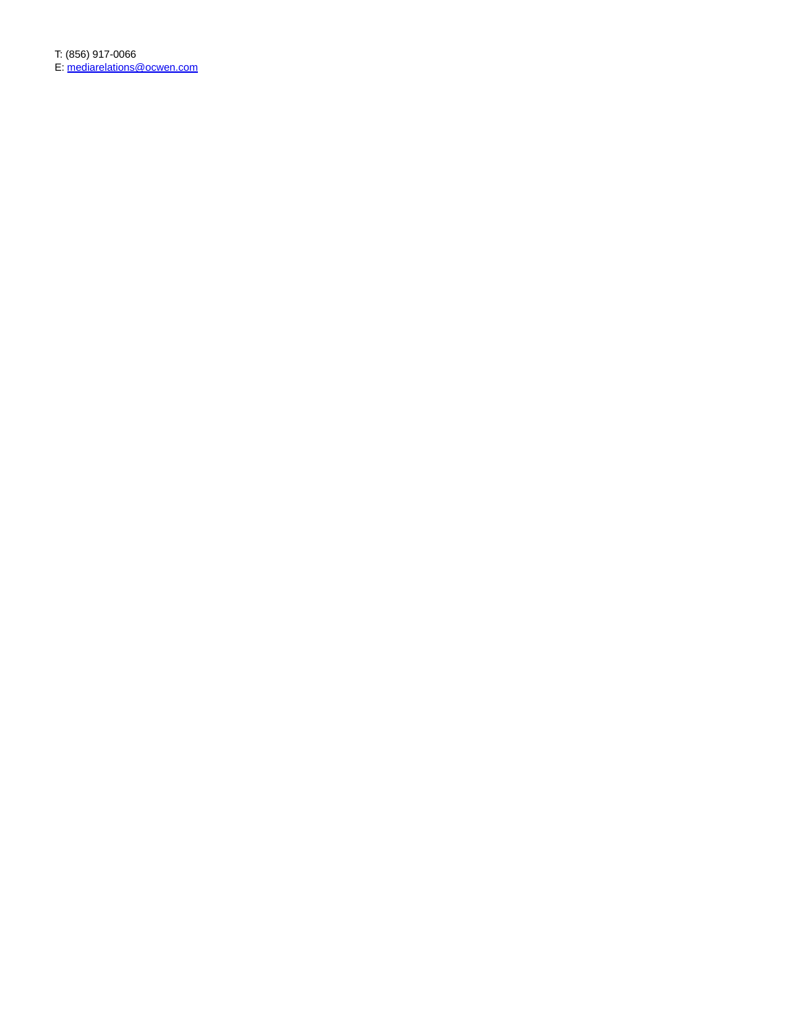T: (856) 917-0066
E: [mediarelations@ocwen.com](mailto:mediarelations@ocwen.com)